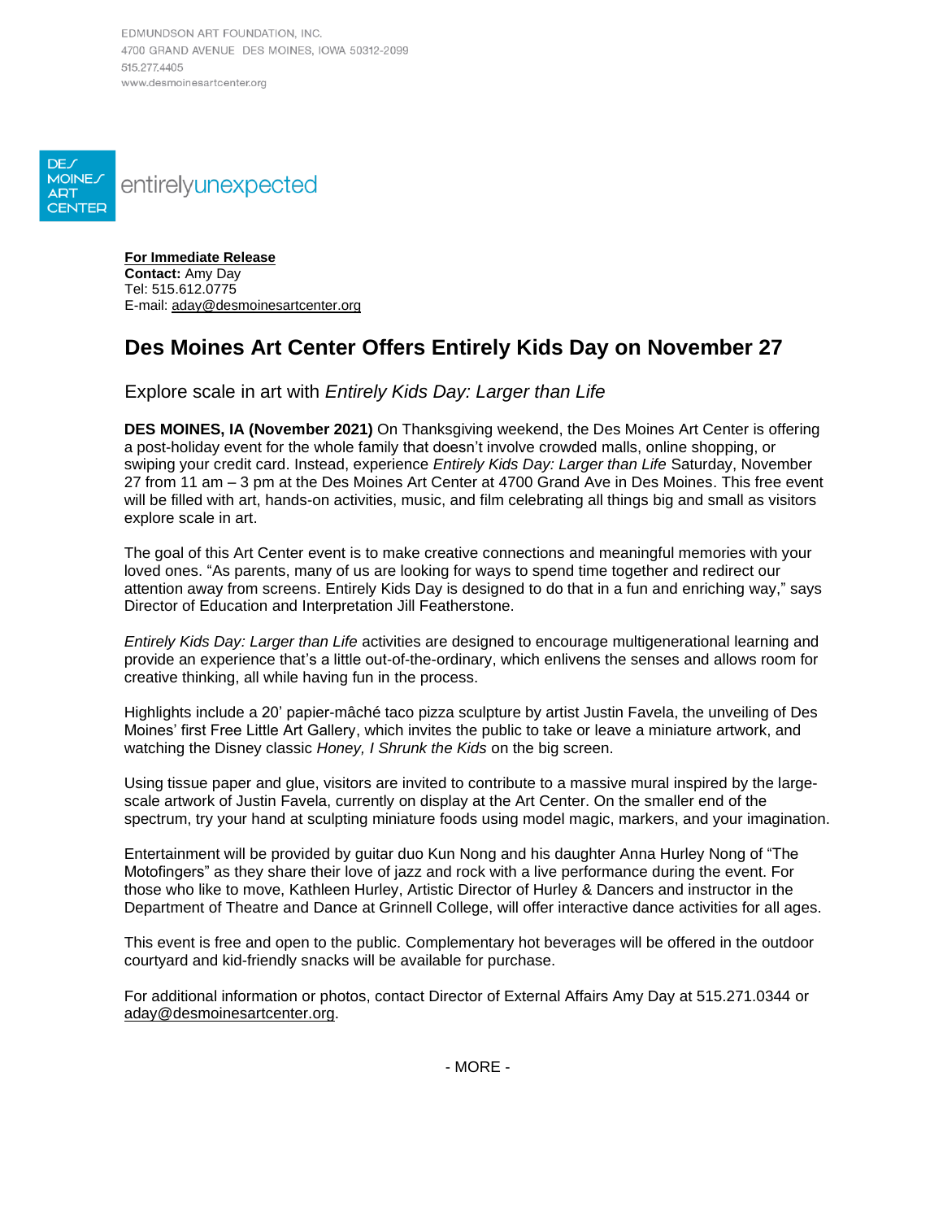EDMUNDSON ART FOUNDATION, INC.
4700 GRAND AVENUE DES MOINES, IOWA 50312-2099
515.277.4405
www.desmoinesartcenter.org

DES MOINES ART CENTER entirelyunexpected

**For Immediate Release**
**Contact:** Amy Day
Tel: 515.612.0775
E-mail: aday@desmoinesartcenter.org

# Des Moines Art Center Offers Entirely Kids Day on November 27

## Explore scale in art with *Entirely Kids Day: Larger than Life*

**DES MOINES, IA (November 2021)** On Thanksgiving weekend, the Des Moines Art Center is offering a post-holiday event for the whole family that doesn't involve crowded malls, online shopping, or swiping your credit card. Instead, experience *Entirely Kids Day: Larger than Life* Saturday, November 27 from 11 am – 3 pm at the Des Moines Art Center at 4700 Grand Ave in Des Moines. This free event will be filled with art, hands-on activities, music, and film celebrating all things big and small as visitors explore scale in art.

The goal of this Art Center event is to make creative connections and meaningful memories with your loved ones. "As parents, many of us are looking for ways to spend time together and redirect our attention away from screens. Entirely Kids Day is designed to do that in a fun and enriching way," says Director of Education and Interpretation Jill Featherstone.

*Entirely Kids Day: Larger than Life* activities are designed to encourage multigenerational learning and provide an experience that's a little out-of-the-ordinary, which enlivens the senses and allows room for creative thinking, all while having fun in the process.

Highlights include a 20' papier-mâché taco pizza sculpture by artist Justin Favela, the unveiling of Des Moines' first Free Little Art Gallery, which invites the public to take or leave a miniature artwork, and watching the Disney classic *Honey, I Shrunk the Kids* on the big screen.

Using tissue paper and glue, visitors are invited to contribute to a massive mural inspired by the large-scale artwork of Justin Favela, currently on display at the Art Center. On the smaller end of the spectrum, try your hand at sculpting miniature foods using model magic, markers, and your imagination.

Entertainment will be provided by guitar duo Kun Nong and his daughter Anna Hurley Nong of "The Motofingers" as they share their love of jazz and rock with a live performance during the event. For those who like to move, Kathleen Hurley, Artistic Director of Hurley & Dancers and instructor in the Department of Theatre and Dance at Grinnell College, will offer interactive dance activities for all ages.

This event is free and open to the public. Complementary hot beverages will be offered in the outdoor courtyard and kid-friendly snacks will be available for purchase.

For additional information or photos, contact Director of External Affairs Amy Day at 515.271.0344 or aday@desmoinesartcenter.org.

- MORE -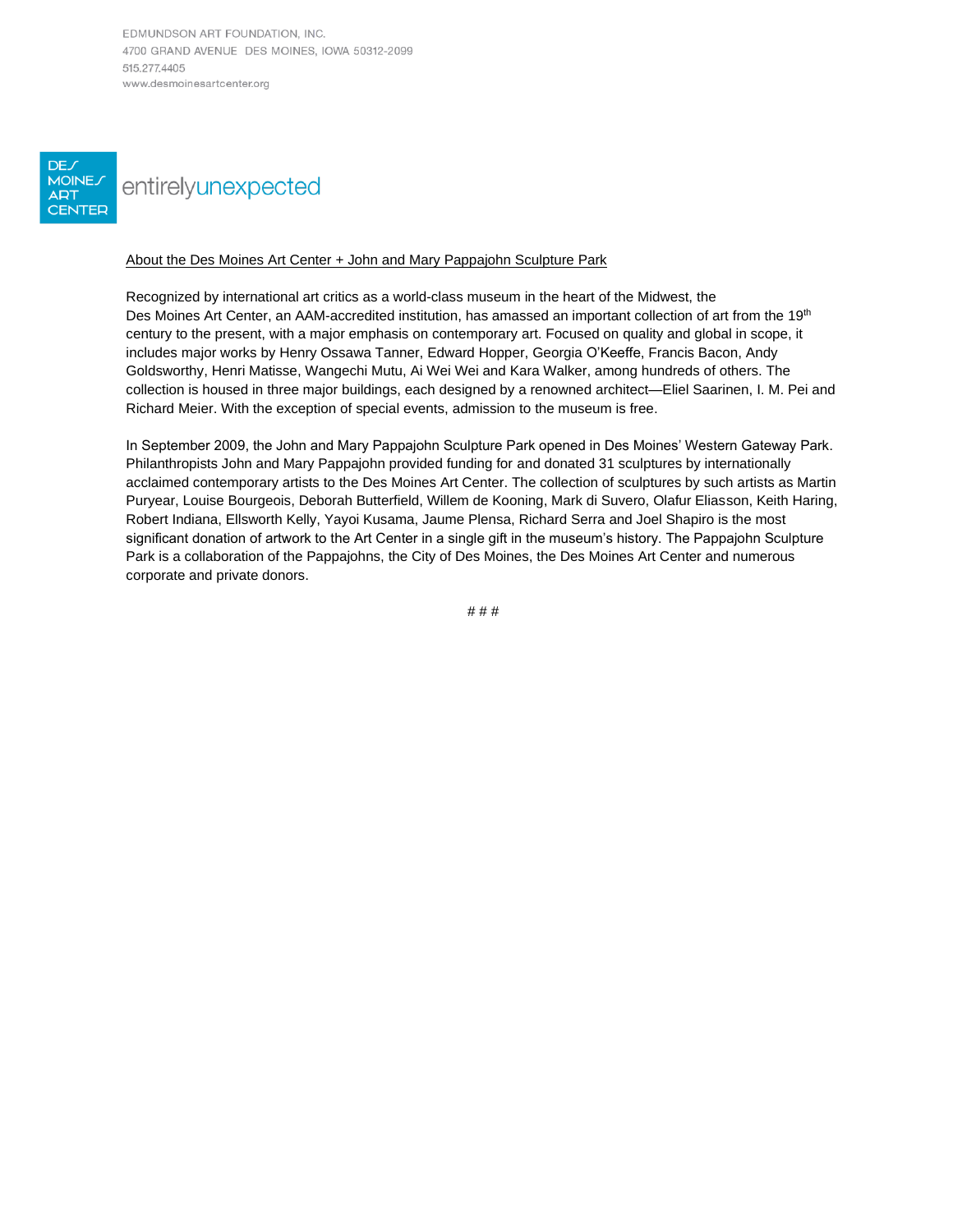EDMUNDSON ART FOUNDATION, INC.
4700 GRAND AVENUE DES MOINES, IOWA 50312-2099
515.277.4405
www.desmoinesartcenter.org

DES MOINES ART CENTER entirelyunexpected

About the Des Moines Art Center + John and Mary Pappajohn Sculpture Park

Recognized by international art critics as a world-class museum in the heart of the Midwest, the Des Moines Art Center, an AAM-accredited institution, has amassed an important collection of art from the 19th century to the present, with a major emphasis on contemporary art. Focused on quality and global in scope, it includes major works by Henry Ossawa Tanner, Edward Hopper, Georgia O'Keeffe, Francis Bacon, Andy Goldsworthy, Henri Matisse, Wangechi Mutu, Ai Wei Wei and Kara Walker, among hundreds of others. The collection is housed in three major buildings, each designed by a renowned architect—Eliel Saarinen, I. M. Pei and Richard Meier. With the exception of special events, admission to the museum is free.

In September 2009, the John and Mary Pappajohn Sculpture Park opened in Des Moines' Western Gateway Park. Philanthropists John and Mary Pappajohn provided funding for and donated 31 sculptures by internationally acclaimed contemporary artists to the Des Moines Art Center. The collection of sculptures by such artists as Martin Puryear, Louise Bourgeois, Deborah Butterfield, Willem de Kooning, Mark di Suvero, Olafur Eliasson, Keith Haring, Robert Indiana, Ellsworth Kelly, Yayoi Kusama, Jaume Plensa, Richard Serra and Joel Shapiro is the most significant donation of artwork to the Art Center in a single gift in the museum's history. The Pappajohn Sculpture Park is a collaboration of the Pappajohns, the City of Des Moines, the Des Moines Art Center and numerous corporate and private donors.

# # #